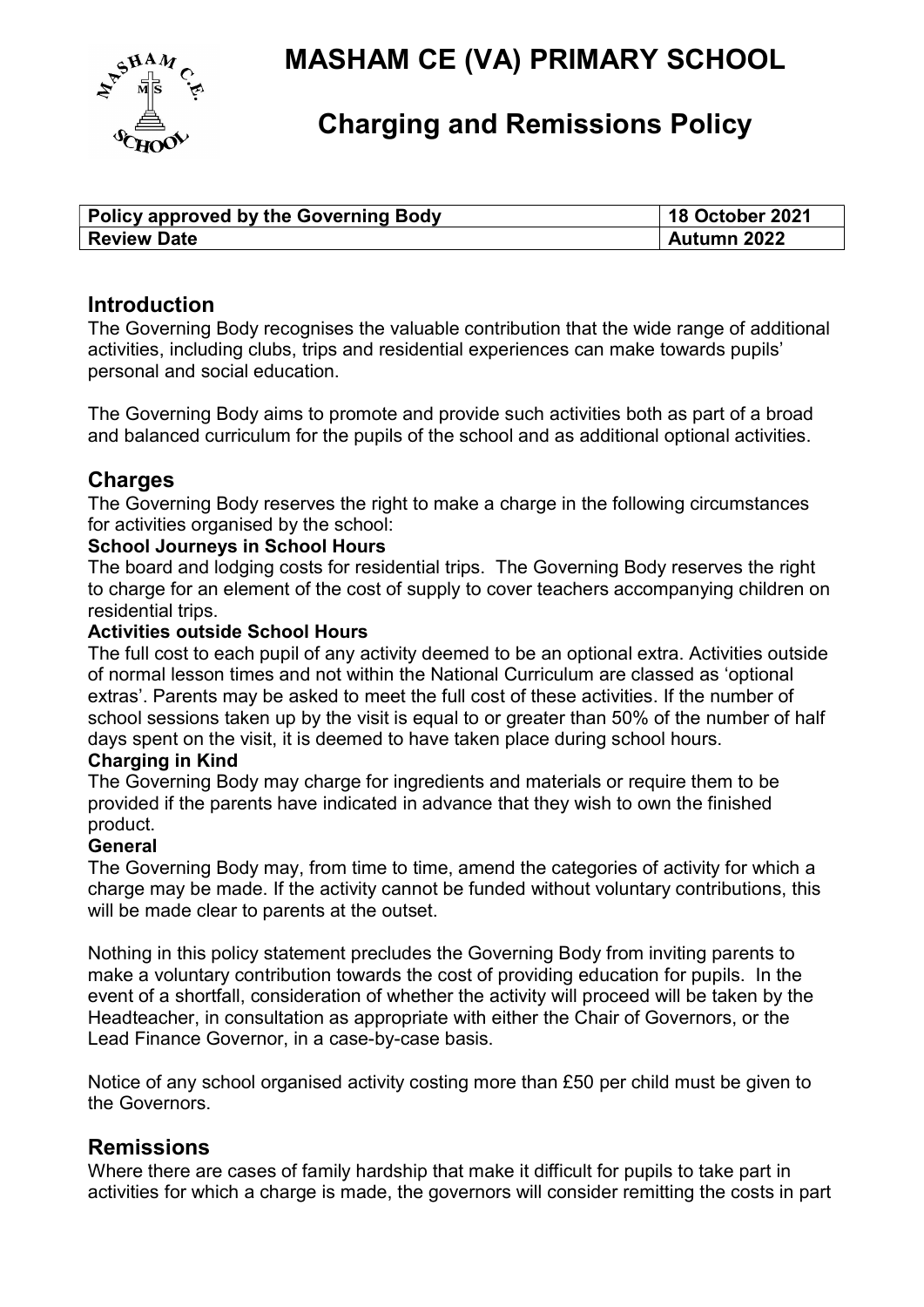# MASHAM CE (VA) PRIMARY SCHOOL

## Charging and Remissions Policy

| Policy approved by the Governing Body | 18 October 2021 |
| --- | --- |
| Review Date | Autumn 2022 |

## Introduction

The Governing Body recognises the valuable contribution that the wide range of additional activities, including clubs, trips and residential experiences can make towards pupils' personal and social education.

The Governing Body aims to promote and provide such activities both as part of a broad and balanced curriculum for the pupils of the school and as additional optional activities.

## Charges

The Governing Body reserves the right to make a charge in the following circumstances for activities organised by the school:

**School Journeys in School Hours**

The board and lodging costs for residential trips. The Governing Body reserves the right to charge for an element of the cost of supply to cover teachers accompanying children on residential trips.

**Activities outside School Hours**

The full cost to each pupil of any activity deemed to be an optional extra. Activities outside of normal lesson times and not within the National Curriculum are classed as 'optional extras'. Parents may be asked to meet the full cost of these activities. If the number of school sessions taken up by the visit is equal to or greater than 50% of the number of half days spent on the visit, it is deemed to have taken place during school hours.

**Charging in Kind**

The Governing Body may charge for ingredients and materials or require them to be provided if the parents have indicated in advance that they wish to own the finished product.

**General**

The Governing Body may, from time to time, amend the categories of activity for which a charge may be made. If the activity cannot be funded without voluntary contributions, this will be made clear to parents at the outset.

Nothing in this policy statement precludes the Governing Body from inviting parents to make a voluntary contribution towards the cost of providing education for pupils. In the event of a shortfall, consideration of whether the activity will proceed will be taken by the Headteacher, in consultation as appropriate with either the Chair of Governors, or the Lead Finance Governor, in a case-by-case basis.

Notice of any school organised activity costing more than £50 per child must be given to the Governors.

## Remissions

Where there are cases of family hardship that make it difficult for pupils to take part in activities for which a charge is made, the governors will consider remitting the costs in part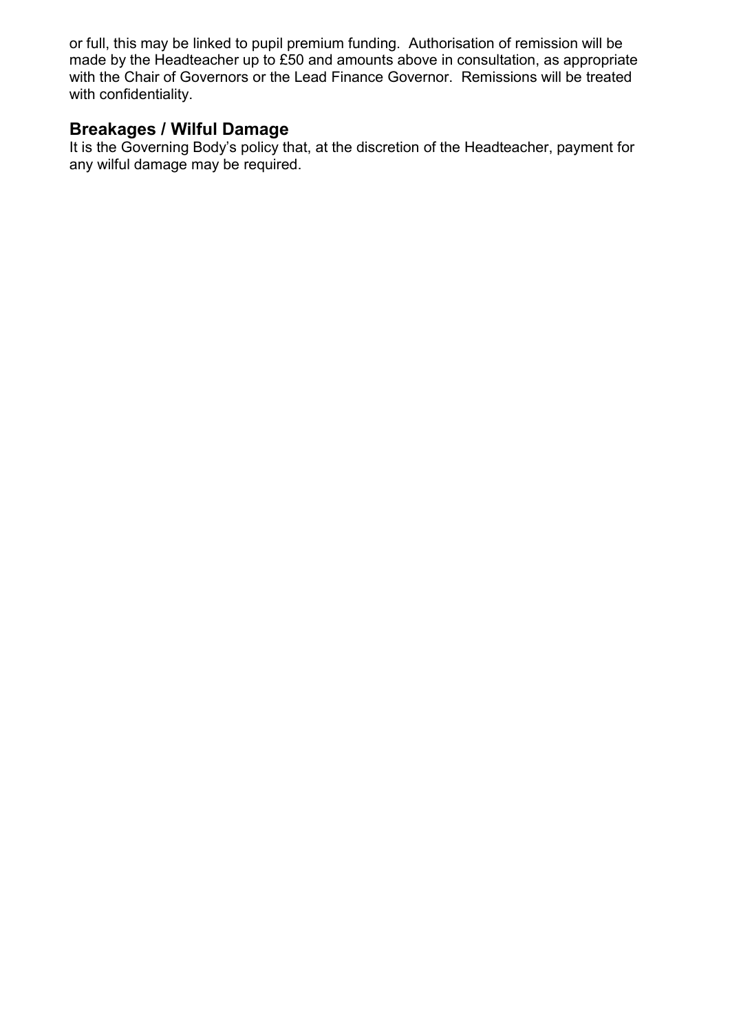or full, this may be linked to pupil premium funding. Authorisation of remission will be made by the Headteacher up to £50 and amounts above in consultation, as appropriate with the Chair of Governors or the Lead Finance Governor. Remissions will be treated with confidentiality.

## Breakages / Wilful Damage

It is the Governing Body's policy that, at the discretion of the Headteacher, payment for any wilful damage may be required.